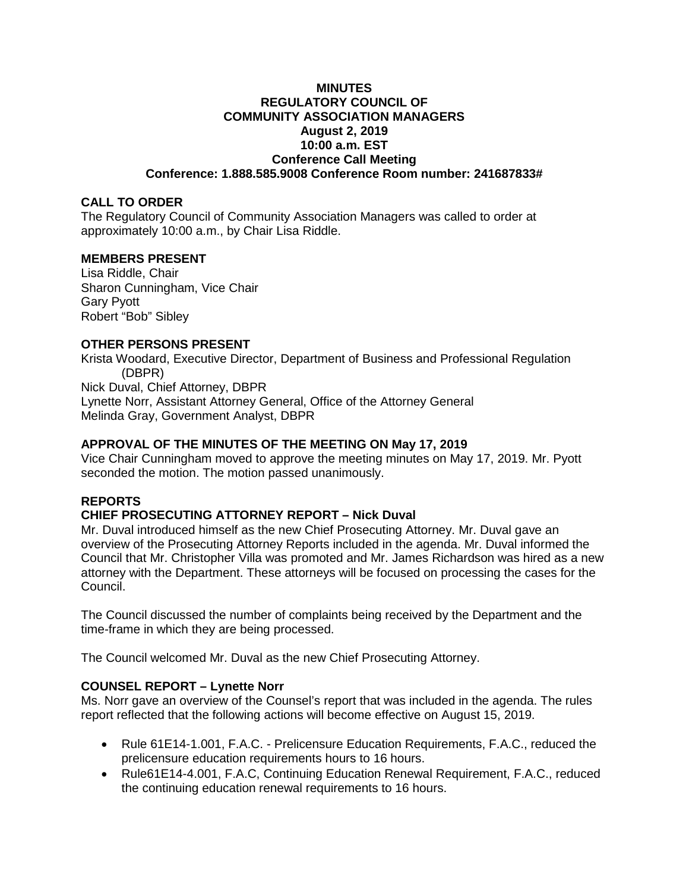# MINUTES
# REGULATORY COUNCIL OF
# COMMUNITY ASSOCIATION MANAGERS
## August 2, 2019
## 10:00 a.m. EST
## Conference Call Meeting
## Conference: 1.888.585.9008 Conference Room number: 241687833#

### CALL TO ORDER

The Regulatory Council of Community Association Managers was called to order at approximately 10:00 a.m., by Chair Lisa Riddle.

### MEMBERS PRESENT

Lisa Riddle, Chair
Sharon Cunningham, Vice Chair
Gary Pyott
Robert "Bob" Sibley

### OTHER PERSONS PRESENT

Krista Woodard, Executive Director, Department of Business and Professional Regulation (DBPR)
Nick Duval, Chief Attorney, DBPR
Lynette Norr, Assistant Attorney General, Office of the Attorney General
Melinda Gray, Government Analyst, DBPR

### APPROVAL OF THE MINUTES OF THE MEETING ON May 17, 2019

Vice Chair Cunningham moved to approve the meeting minutes on May 17, 2019. Mr. Pyott seconded the motion. The motion passed unanimously.

### REPORTS

### CHIEF PROSECUTING ATTORNEY REPORT – Nick Duval

Mr. Duval introduced himself as the new Chief Prosecuting Attorney. Mr. Duval gave an overview of the Prosecuting Attorney Reports included in the agenda. Mr. Duval informed the Council that Mr. Christopher Villa was promoted and Mr. James Richardson was hired as a new attorney with the Department. These attorneys will be focused on processing the cases for the Council.

The Council discussed the number of complaints being received by the Department and the time-frame in which they are being processed.

The Council welcomed Mr. Duval as the new Chief Prosecuting Attorney.

### COUNSEL REPORT – Lynette Norr

Ms. Norr gave an overview of the Counsel's report that was included in the agenda. The rules report reflected that the following actions will become effective on August 15, 2019.

- Rule 61E14-1.001, F.A.C. - Prelicensure Education Requirements, F.A.C., reduced the prelicensure education requirements hours to 16 hours.
- Rule61E14-4.001, F.A.C, Continuing Education Renewal Requirement, F.A.C., reduced the continuing education renewal requirements to 16 hours.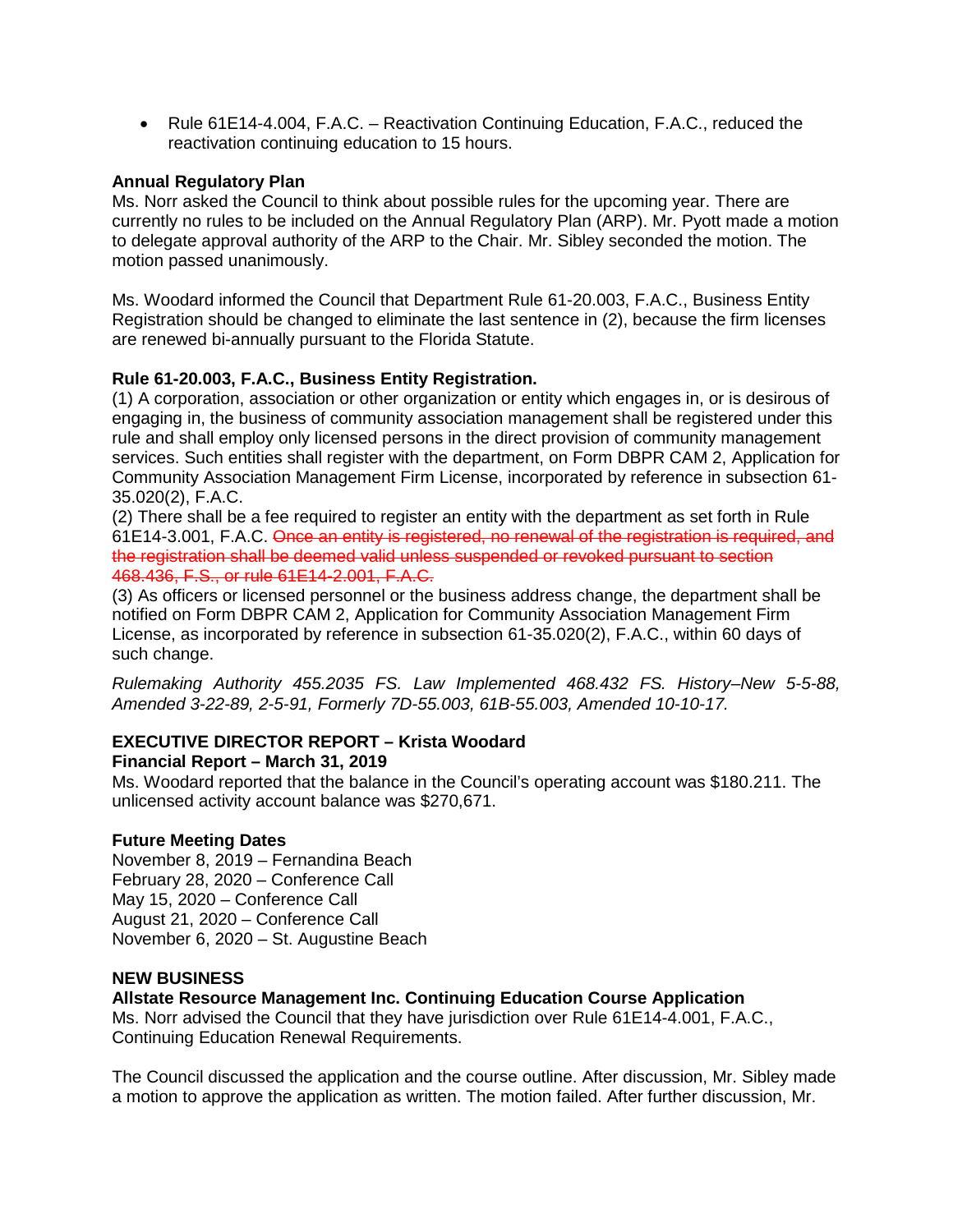- Rule 61E14-4.004, F.A.C. – Reactivation Continuing Education, F.A.C., reduced the reactivation continuing education to 15 hours.

**Annual Regulatory Plan**
Ms. Norr asked the Council to think about possible rules for the upcoming year. There are currently no rules to be included on the Annual Regulatory Plan (ARP). Mr. Pyott made a motion to delegate approval authority of the ARP to the Chair. Mr. Sibley seconded the motion. The motion passed unanimously.

Ms. Woodard informed the Council that Department Rule 61-20.003, F.A.C., Business Entity Registration should be changed to eliminate the last sentence in (2), because the firm licenses are renewed bi-annually pursuant to the Florida Statute.

**Rule 61-20.003, F.A.C., Business Entity Registration.**
(1) A corporation, association or other organization or entity which engages in, or is desirous of engaging in, the business of community association management shall be registered under this rule and shall employ only licensed persons in the direct provision of community management services. Such entities shall register with the department, on Form DBPR CAM 2, Application for Community Association Management Firm License, incorporated by reference in subsection 61-35.020(2), F.A.C.
(2) There shall be a fee required to register an entity with the department as set forth in Rule 61E14-3.001, F.A.C. ~~Once an entity is registered, no renewal of the registration is required, and the registration shall be deemed valid unless suspended or revoked pursuant to section 468.436, F.S., or rule 61E14-2.001, F.A.C.~~
(3) As officers or licensed personnel or the business address change, the department shall be notified on Form DBPR CAM 2, Application for Community Association Management Firm License, as incorporated by reference in subsection 61-35.020(2), F.A.C., within 60 days of such change.

*Rulemaking Authority 455.2035 FS. Law Implemented 468.432 FS. History–New 5-5-88, Amended 3-22-89, 2-5-91, Formerly 7D-55.003, 61B-55.003, Amended 10-10-17.*

**EXECUTIVE DIRECTOR REPORT – Krista Woodard**
**Financial Report – March 31, 2019**
Ms. Woodard reported that the balance in the Council's operating account was $180.211. The unlicensed activity account balance was $270,671.

**Future Meeting Dates**
November 8, 2019 – Fernandina Beach
February 28, 2020 – Conference Call
May 15, 2020 – Conference Call
August 21, 2020 – Conference Call
November 6, 2020 – St. Augustine Beach

**NEW BUSINESS**
**Allstate Resource Management Inc. Continuing Education Course Application**
Ms. Norr advised the Council that they have jurisdiction over Rule 61E14-4.001, F.A.C., Continuing Education Renewal Requirements.

The Council discussed the application and the course outline. After discussion, Mr. Sibley made a motion to approve the application as written. The motion failed. After further discussion, Mr.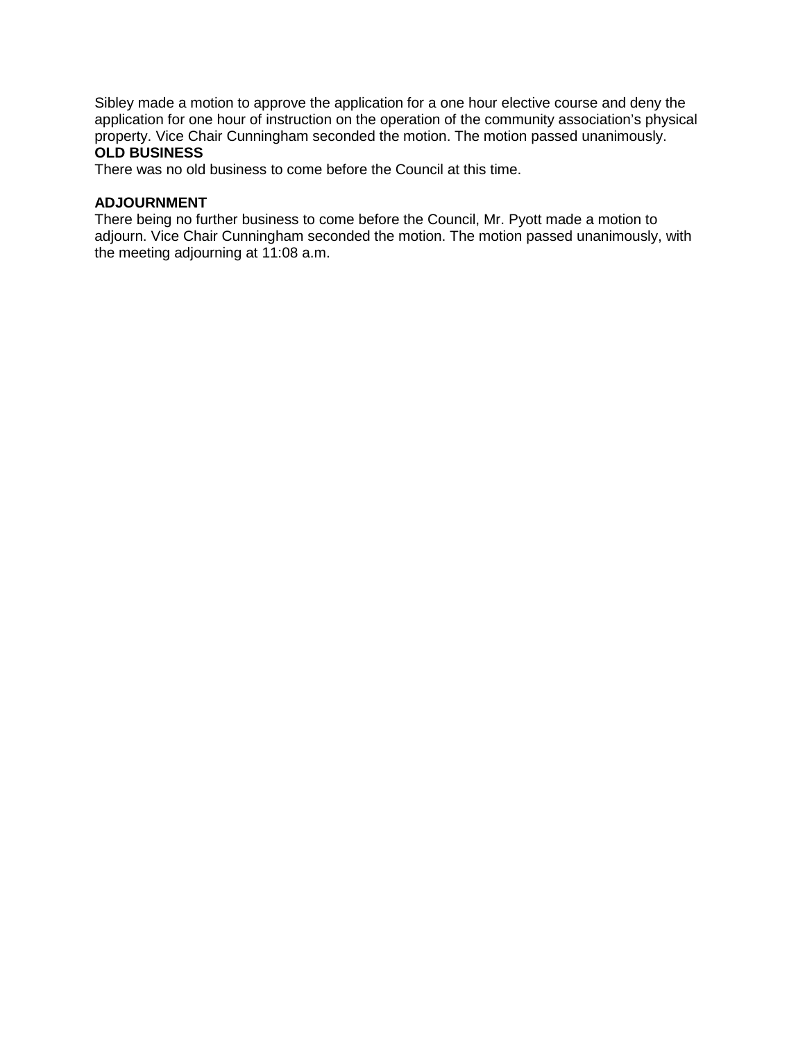Sibley made a motion to approve the application for a one hour elective course and deny the application for one hour of instruction on the operation of the community association's physical property. Vice Chair Cunningham seconded the motion. The motion passed unanimously.

**OLD BUSINESS**

There was no old business to come before the Council at this time.

**ADJOURNMENT**

There being no further business to come before the Council, Mr. Pyott made a motion to adjourn. Vice Chair Cunningham seconded the motion. The motion passed unanimously, with the meeting adjourning at 11:08 a.m.